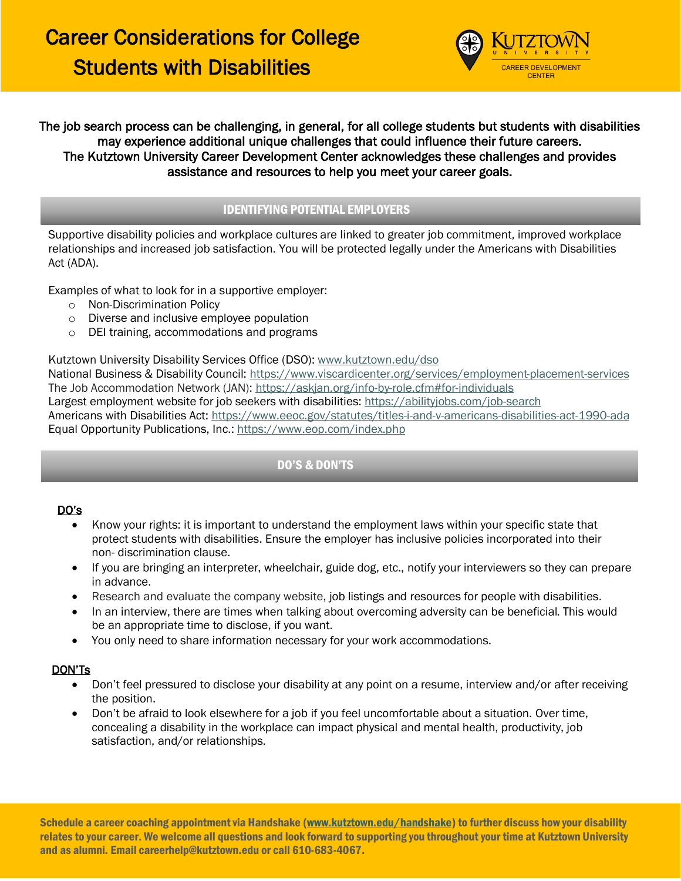# Career Considerations for College Students with Disabilities

Kutztown University Career Development Center

**The job search process can be challenging, in general, for all college students but students with disabilities may experience additional unique challenges that could influence their future careers. The Kutztown University Career Development Center acknowledges these challenges and provides assistance and resources to help you meet your career goals.**

## IDENTIFYING POTENTIAL EMPLOYERS

Supportive disability policies and workplace cultures are linked to greater job commitment, improved workplace relationships and increased job satisfaction. You will be protected legally under the Americans with Disabilities Act (ADA).

Examples of what to look for in a supportive employer:

- Non-Discrimination Policy
- Diverse and inclusive employee population
- DEI training, accommodations and programs

Kutztown University Disability Services Office (DSO): www.kutztown.edu/dso
National Business & Disability Council: https://www.viscardicenter.org/services/employment-placement-services
The Job Accommodation Network (JAN): https://askjan.org/info-by-role.cfm#for-individuals
Largest employment website for job seekers with disabilities: https://abilityjobs.com/job-search
Americans with Disabilities Act: https://www.eeoc.gov/statutes/titles-i-and-v-americans-disabilities-act-1990-ada
Equal Opportunity Publications, Inc.: https://www.eop.com/index.php

## DO'S & DON'TS

### DO's

- Know your rights: it is important to understand the employment laws within your specific state that protect students with disabilities. Ensure the employer has inclusive policies incorporated into their non- discrimination clause.
- If you are bringing an interpreter, wheelchair, guide dog, etc., notify your interviewers so they can prepare in advance.
- Research and evaluate the company website, job listings and resources for people with disabilities.
- In an interview, there are times when talking about overcoming adversity can be beneficial. This would be an appropriate time to disclose, if you want.
- You only need to share information necessary for your work accommodations.

### DON'Ts

- Don't feel pressured to disclose your disability at any point on a resume, interview and/or after receiving the position.
- Don't be afraid to look elsewhere for a job if you feel uncomfortable about a situation. Over time, concealing a disability in the workplace can impact physical and mental health, productivity, job satisfaction, and/or relationships.

**Schedule a career coaching appointment via Handshake (www.kutztown.edu/handshake) to further discuss how your disability relates to your career. We welcome all questions and look forward to supporting you throughout your time at Kutztown University and as alumni. Email careerhelp@kutztown.edu or call 610-683-4067.**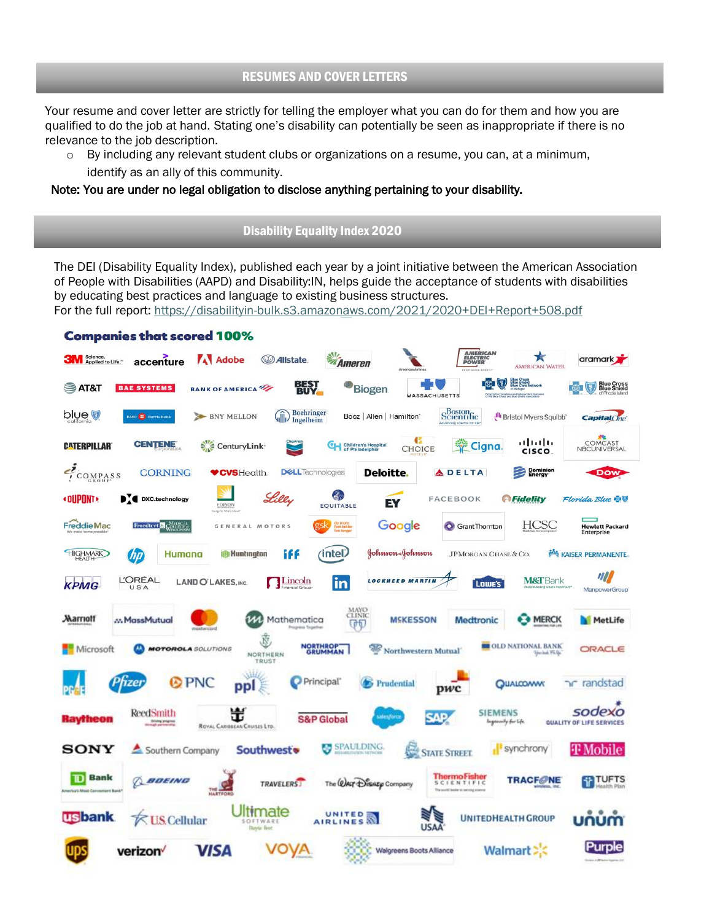## RESUMES AND COVER LETTERS

Your resume and cover letter are strictly for telling the employer what you can do for them and how you are qualified to do the job at hand. Stating one's disability can potentially be seen as inappropriate if there is no relevance to the job description.

- By including any relevant student clubs or organizations on a resume, you can, at a minimum, identify as an ally of this community.

**Note: You are under no legal obligation to disclose anything pertaining to your disability.**

## Disability Equality Index 2020

The DEI (Disability Equality Index), published each year by a joint initiative between the American Association of People with Disabilities (AAPD) and Disability:IN, helps guide the acceptance of students with disabilities by educating best practices and language to existing business structures.
For the full report: https://disabilityin-bulk.s3.amazonaws.com/2021/2020+DEI+Report+508.pdf

### Companies that scored 100%

3M, Accenture, Adobe, Allstate, Ameren, American Airlines, American Electric Power, American Water, Aramark, AT&T, BAE Systems, Bank of America, Best Buy, Biogen, Massachusetts, Blue Cross Blue Shield Blue Care Network of Michigan, Blue Cross Blue Shield of Rhode Island, Blue Shield of California, BMO Harris Bank, BNY Mellon, Boehringer Ingelheim, Booz | Allen | Hamilton, Boston Scientific, Bristol Myers Squibb, Capital One, Caterpillar, Centene Corporation, CenturyLink, Chevron, Children's Hospital of Philadelphia, Choice Hotels, Cigna, Cisco, Comcast NBCUniversal, Compass Group, Corning, CVS Health, Dell Technologies, Deloitte, Delta, Dominion Energy, Dow, DuPont, DXC.technology, Edison International, Lilly, Equitable, EY, Facebook, Fidelity, Florida Blue, Freddie Mac, Froedtert & Medical College of Wisconsin, General Motors, gsk, Google, Grant Thornton, HCSC, Hewlett Packard Enterprise, Highmark Health, hp, Humana, Huntington, iff, intel, Johnson & Johnson, JPMorgan Chase & Co., Kaiser Permanente, KPMG, L'Oréal USA, Land O'Lakes, Inc., Lincoln Financial Group, LinkedIn, Lockheed Martin, Lowe's, M&T Bank, ManpowerGroup, Marriott International, MassMutual, Mastercard, Mathematica, Mayo Clinic, McKesson, Medtronic, Merck, MetLife, Microsoft, Motorola Solutions, Northern Trust, Northrop Grumman, Northwestern Mutual, Old National Bank, Oracle, PG&E, Pfizer, PNC, PPL, Principal, Prudential, PwC, Qualcomm, Randstad, Raytheon, ReedSmith, Royal Caribbean Cruises Ltd., S&P Global, Salesforce, SAP, Siemens, Sodexo, Sony, Southern Company, Southwest, Spaulding Rehabilitation Network, State Street, Synchrony, T-Mobile, TD Bank, Boeing, The Hartford, Travelers, The Walt Disney Company, Thermo Fisher Scientific, TracFone Wireless, Inc., Tufts Health Plan, US Bank, U.S. Cellular, Ultimate Software, United Airlines, USAA, UnitedHealth Group, Unum, UPS, Verizon, Visa, Voya, Walgreens Boots Alliance, Walmart, Purple